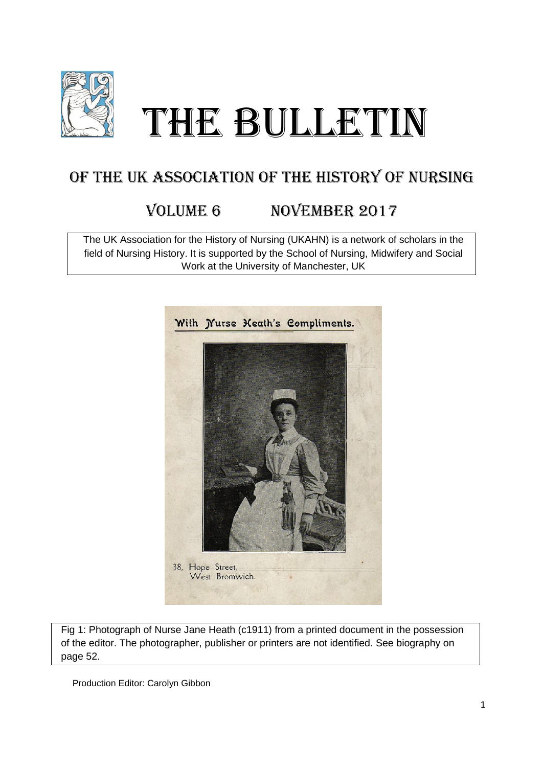# THE BULLETIN

## OF THE UK ASSOCIATION OF THE HISTORY OF NURSING

## VOLUME 6 NOVEMBER 2017

The UK Association for the History of Nursing (UKAHN) is a network of scholars in the field of Nursing History. It is supported by the School of Nursing, Midwifery and Social Work at the University of Manchester, UK

With Nurse Heath's Compliments.

38, Hope Street,
West Bromwich.

Fig 1: Photograph of Nurse Jane Heath (c1911) from a printed document in the possession of the editor. The photographer, publisher or printers are not identified. See biography on page 52.

Production Editor: Carolyn Gibbon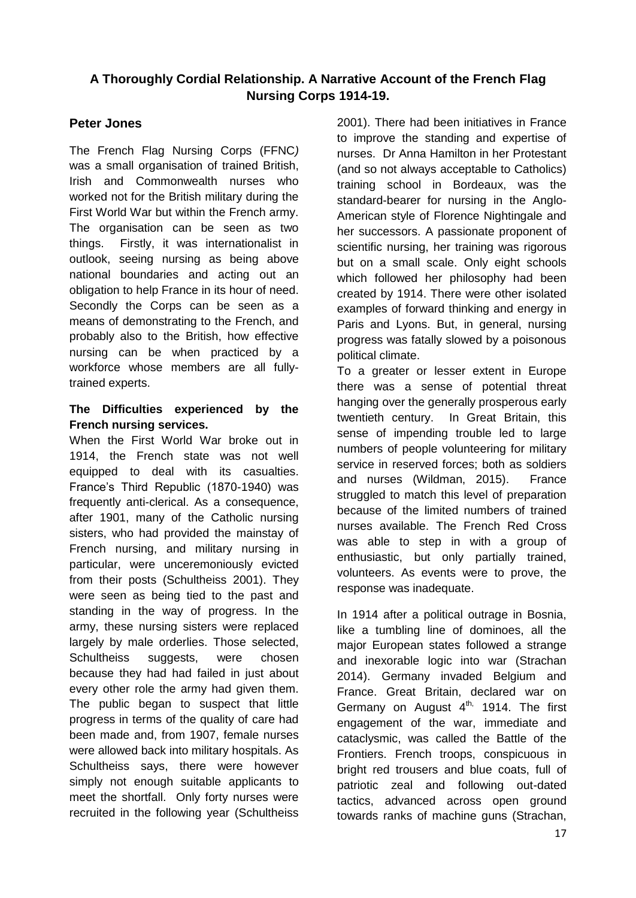## A Thoroughly Cordial Relationship. A Narrative Account of the French Flag Nursing Corps 1914-19.

### Peter Jones

The French Flag Nursing Corps (FFNC*)* was a small organisation of trained British, Irish and Commonwealth nurses who worked not for the British military during the First World War but within the French army. The organisation can be seen as two things. Firstly, it was internationalist in outlook, seeing nursing as being above national boundaries and acting out an obligation to help France in its hour of need. Secondly the Corps can be seen as a means of demonstrating to the French, and probably also to the British, how effective nursing can be when practiced by a workforce whose members are all fully-trained experts.

#### The Difficulties experienced by the French nursing services.

When the First World War broke out in 1914, the French state was not well equipped to deal with its casualties. France's Third Republic (1870-1940) was frequently anti-clerical. As a consequence, after 1901, many of the Catholic nursing sisters, who had provided the mainstay of French nursing, and military nursing in particular, were unceremoniously evicted from their posts (Schultheiss 2001). They were seen as being tied to the past and standing in the way of progress. In the army, these nursing sisters were replaced largely by male orderlies. Those selected, Schultheiss suggests, were chosen because they had had failed in just about every other role the army had given them. The public began to suspect that little progress in terms of the quality of care had been made and, from 1907, female nurses were allowed back into military hospitals. As Schultheiss says, there were however simply not enough suitable applicants to meet the shortfall. Only forty nurses were recruited in the following year (Schultheiss 2001). There had been initiatives in France to improve the standing and expertise of nurses. Dr Anna Hamilton in her Protestant (and so not always acceptable to Catholics) training school in Bordeaux, was the standard-bearer for nursing in the Anglo-American style of Florence Nightingale and her successors. A passionate proponent of scientific nursing, her training was rigorous but on a small scale. Only eight schools which followed her philosophy had been created by 1914. There were other isolated examples of forward thinking and energy in Paris and Lyons. But, in general, nursing progress was fatally slowed by a poisonous political climate.

To a greater or lesser extent in Europe there was a sense of potential threat hanging over the generally prosperous early twentieth century. In Great Britain, this sense of impending trouble led to large numbers of people volunteering for military service in reserved forces; both as soldiers and nurses (Wildman, 2015). France struggled to match this level of preparation because of the limited numbers of trained nurses available. The French Red Cross was able to step in with a group of enthusiastic, but only partially trained, volunteers. As events were to prove, the response was inadequate.

In 1914 after a political outrage in Bosnia, like a tumbling line of dominoes, all the major European states followed a strange and inexorable logic into war (Strachan 2014). Germany invaded Belgium and France. Great Britain, declared war on Germany on August 4th, 1914. The first engagement of the war, immediate and cataclysmic, was called the Battle of the Frontiers. French troops, conspicuous in bright red trousers and blue coats, full of patriotic zeal and following out-dated tactics, advanced across open ground towards ranks of machine guns (Strachan,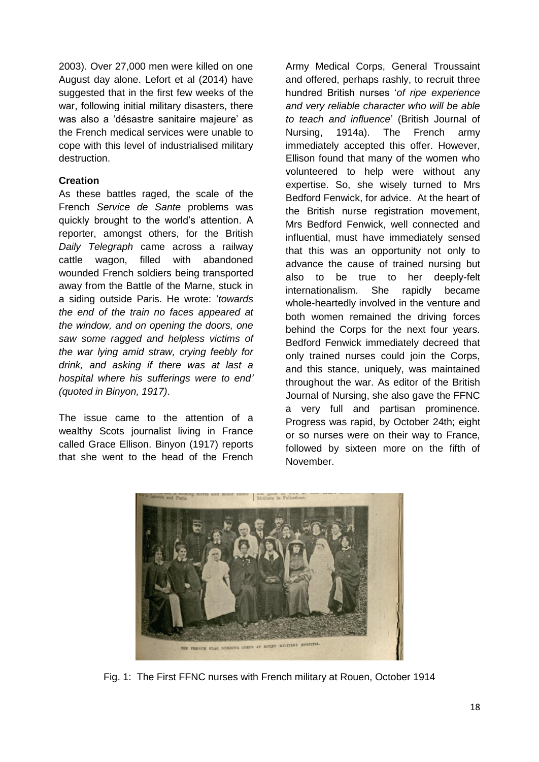2003). Over 27,000 men were killed on one August day alone. Lefort et al (2014) have suggested that in the first few weeks of the war, following initial military disasters, there was also a 'désastre sanitaire majeure' as the French medical services were unable to cope with this level of industrialised military destruction.

### Creation

As these battles raged, the scale of the French *Service de Sante* problems was quickly brought to the world's attention. A reporter, amongst others, for the British *Daily Telegraph* came across a railway cattle wagon, filled with abandoned wounded French soldiers being transported away from the Battle of the Marne, stuck in a siding outside Paris. He wrote: '*towards the end of the train no faces appeared at the window, and on opening the doors, one saw some ragged and helpless victims of the war lying amid straw, crying feebly for drink, and asking if there was at last a hospital where his sufferings were to end' (quoted in Binyon, 1917)*.

The issue came to the attention of a wealthy Scots journalist living in France called Grace Ellison. Binyon (1917) reports that she went to the head of the French Army Medical Corps, General Troussaint and offered, perhaps rashly, to recruit three hundred British nurses '*of ripe experience and very reliable character who will be able to teach and influence*' (British Journal of Nursing, 1914a). The French army immediately accepted this offer. However, Ellison found that many of the women who volunteered to help were without any expertise. So, she wisely turned to Mrs Bedford Fenwick, for advice. At the heart of the British nurse registration movement, Mrs Bedford Fenwick, well connected and influential, must have immediately sensed that this was an opportunity not only to advance the cause of trained nursing but also to be true to her deeply-felt internationalism. She rapidly became whole-heartedly involved in the venture and both women remained the driving forces behind the Corps for the next four years. Bedford Fenwick immediately decreed that only trained nurses could join the Corps, and this stance, uniquely, was maintained throughout the war. As editor of the British Journal of Nursing, she also gave the FFNC a very full and partisan prominence. Progress was rapid, by October 24th; eight or so nurses were on their way to France, followed by sixteen more on the fifth of November.

Fig. 1: The First FFNC nurses with French military at Rouen, October 1914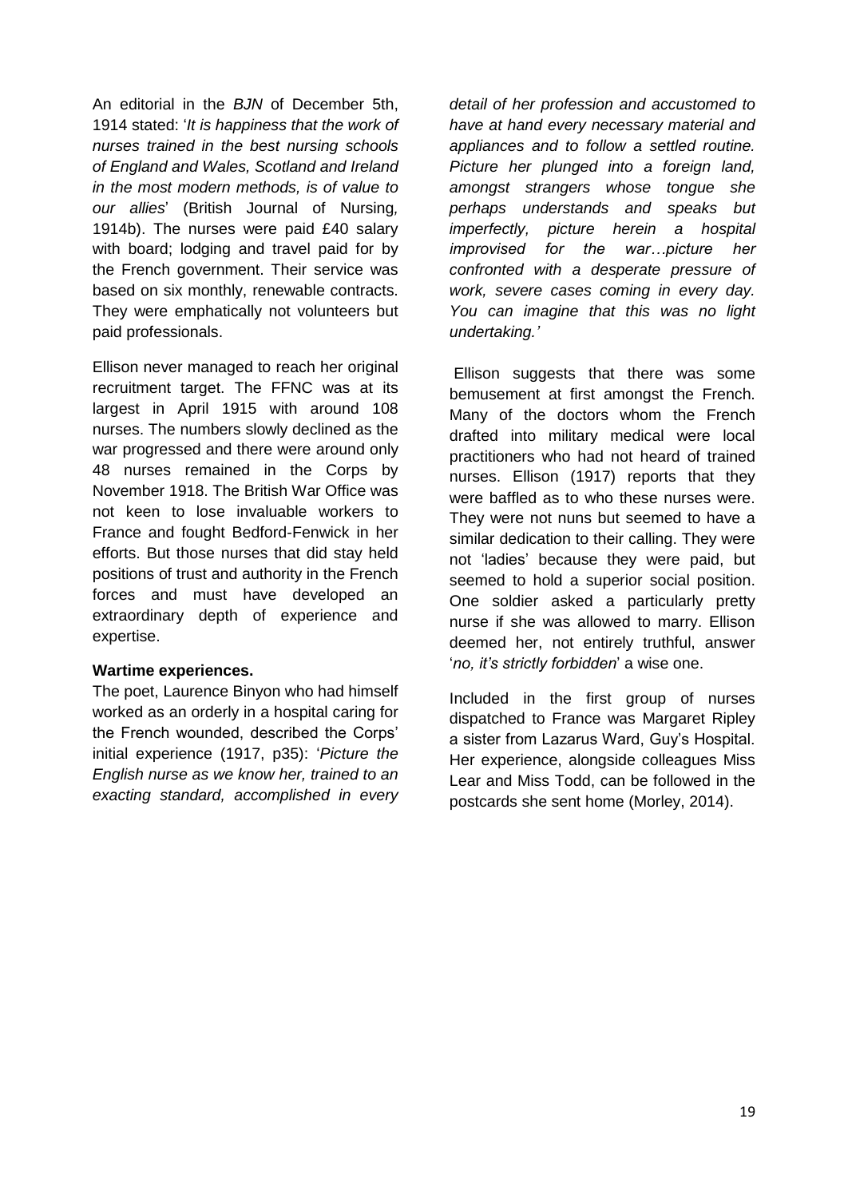An editorial in the *BJN* of December 5th, 1914 stated: '*It is happiness that the work of nurses trained in the best nursing schools of England and Wales, Scotland and Ireland in the most modern methods, is of value to our allies*' (British Journal of Nursing*,* 1914b). The nurses were paid £40 salary with board; lodging and travel paid for by the French government. Their service was based on six monthly, renewable contracts. They were emphatically not volunteers but paid professionals.

Ellison never managed to reach her original recruitment target. The FFNC was at its largest in April 1915 with around 108 nurses. The numbers slowly declined as the war progressed and there were around only 48 nurses remained in the Corps by November 1918. The British War Office was not keen to lose invaluable workers to France and fought Bedford-Fenwick in her efforts. But those nurses that did stay held positions of trust and authority in the French forces and must have developed an extraordinary depth of experience and expertise.

**Wartime experiences.**

The poet, Laurence Binyon who had himself worked as an orderly in a hospital caring for the French wounded, described the Corps' initial experience (1917, p35): '*Picture the English nurse as we know her, trained to an exacting standard, accomplished in every detail of her profession and accustomed to have at hand every necessary material and appliances and to follow a settled routine. Picture her plunged into a foreign land, amongst strangers whose tongue she perhaps understands and speaks but imperfectly, picture herein a hospital improvised for the war…picture her confronted with a desperate pressure of work, severe cases coming in every day. You can imagine that this was no light undertaking.'*

Ellison suggests that there was some bemusement at first amongst the French. Many of the doctors whom the French drafted into military medical were local practitioners who had not heard of trained nurses. Ellison (1917) reports that they were baffled as to who these nurses were. They were not nuns but seemed to have a similar dedication to their calling. They were not 'ladies' because they were paid, but seemed to hold a superior social position. One soldier asked a particularly pretty nurse if she was allowed to marry. Ellison deemed her, not entirely truthful, answer '*no, it's strictly forbidden*' a wise one.

Included in the first group of nurses dispatched to France was Margaret Ripley a sister from Lazarus Ward, Guy's Hospital. Her experience, alongside colleagues Miss Lear and Miss Todd, can be followed in the postcards she sent home (Morley, 2014).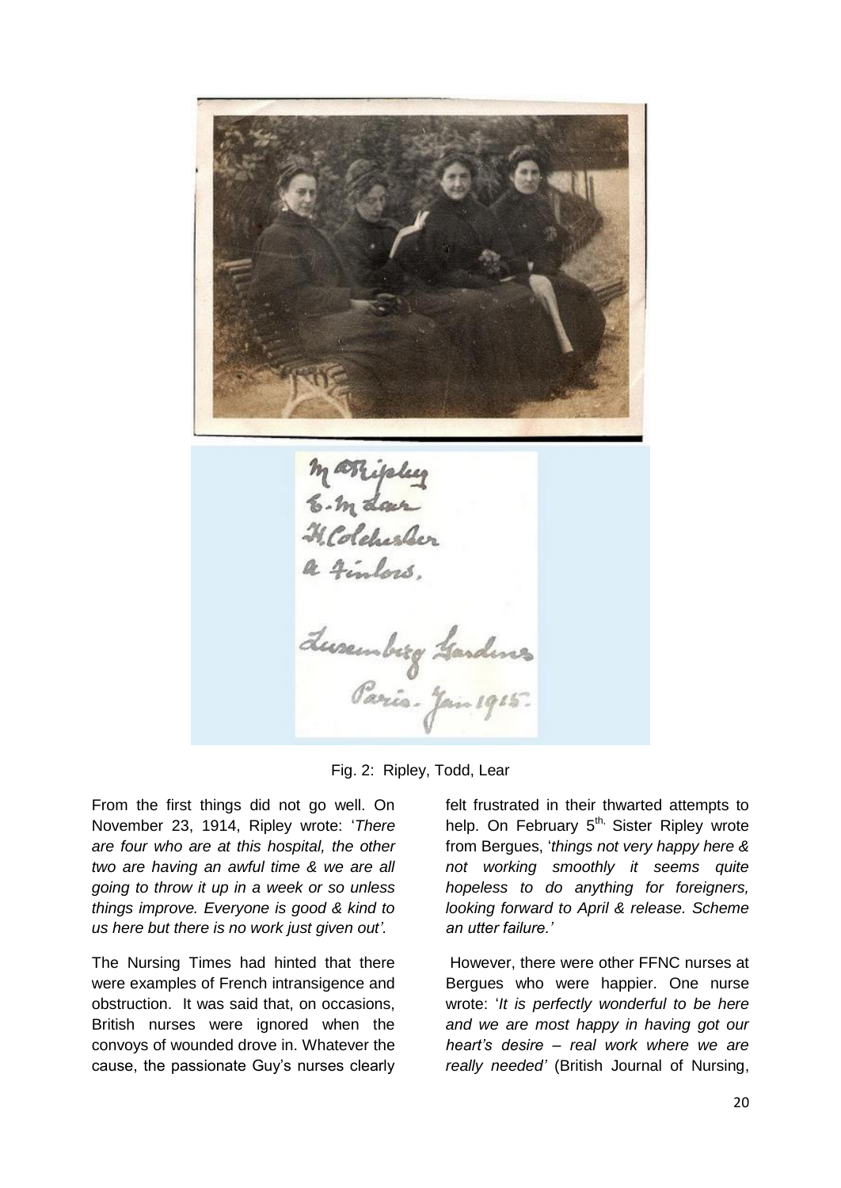Fig. 2: Ripley, Todd, Lear

From the first things did not go well. On November 23, 1914, Ripley wrote: '*There are four who are at this hospital, the other two are having an awful time & we are all going to throw it up in a week or so unless things improve. Everyone is good & kind to us here but there is no work just given out'.*

The Nursing Times had hinted that there were examples of French intransigence and obstruction. It was said that, on occasions, British nurses were ignored when the convoys of wounded drove in. Whatever the cause, the passionate Guy's nurses clearly felt frustrated in their thwarted attempts to help. On February 5th, Sister Ripley wrote from Bergues, '*things not very happy here & not working smoothly it seems quite hopeless to do anything for foreigners, looking forward to April & release. Scheme an utter failure.'*

However, there were other FFNC nurses at Bergues who were happier. One nurse wrote: '*It is perfectly wonderful to be here and we are most happy in having got our heart's desire – real work where we are really needed'* (British Journal of Nursing,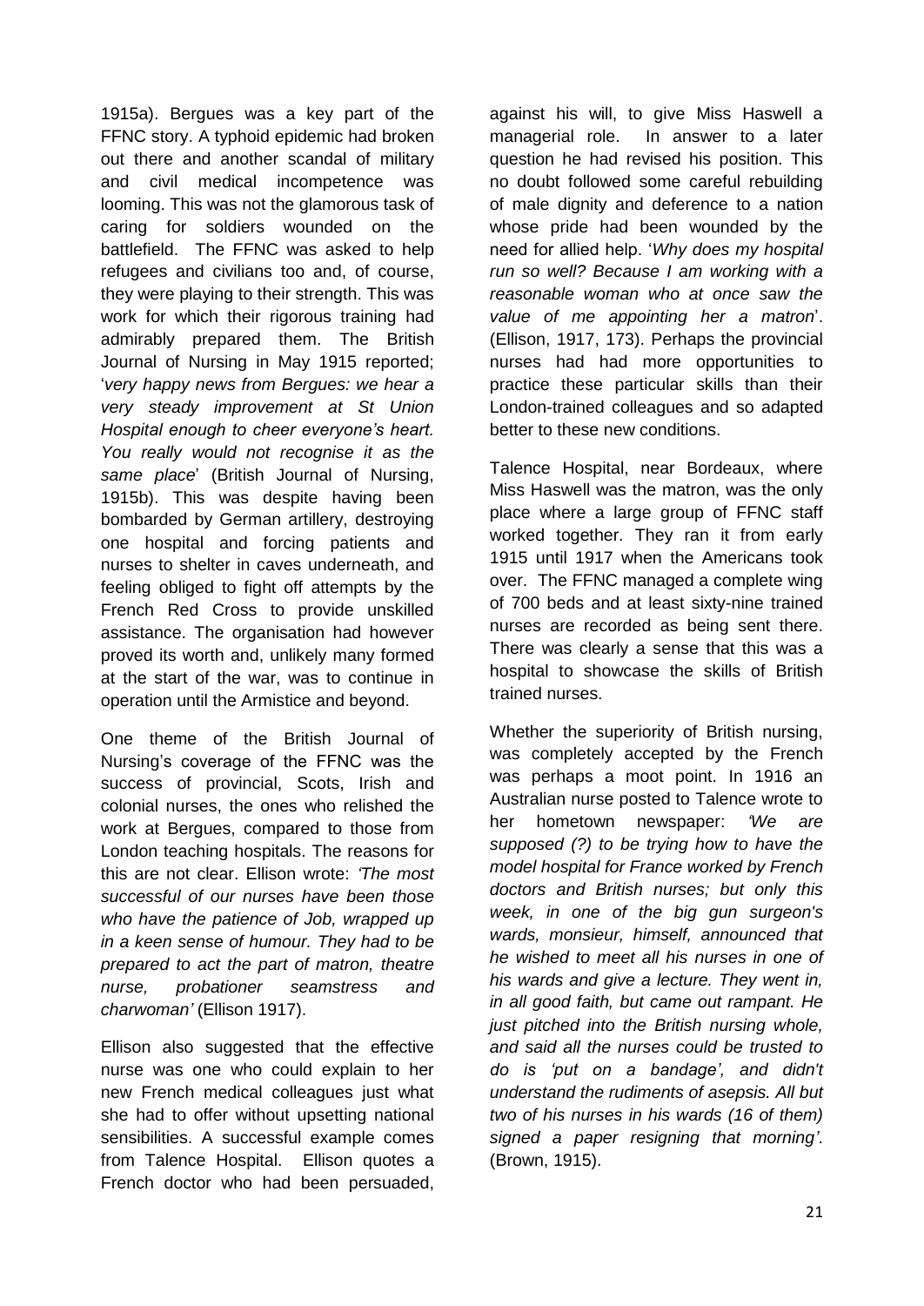1915a). Bergues was a key part of the FFNC story. A typhoid epidemic had broken out there and another scandal of military and civil medical incompetence was looming. This was not the glamorous task of caring for soldiers wounded on the battlefield. The FFNC was asked to help refugees and civilians too and, of course, they were playing to their strength. This was work for which their rigorous training had admirably prepared them. The British Journal of Nursing in May 1915 reported; '*very happy news from Bergues: we hear a very steady improvement at St Union Hospital enough to cheer everyone's heart. You really would not recognise it as the same place*' (British Journal of Nursing, 1915b). This was despite having been bombarded by German artillery, destroying one hospital and forcing patients and nurses to shelter in caves underneath, and feeling obliged to fight off attempts by the French Red Cross to provide unskilled assistance. The organisation had however proved its worth and, unlikely many formed at the start of the war, was to continue in operation until the Armistice and beyond.

One theme of the British Journal of Nursing's coverage of the FFNC was the success of provincial, Scots, Irish and colonial nurses, the ones who relished the work at Bergues, compared to those from London teaching hospitals. The reasons for this are not clear. Ellison wrote: *'The most successful of our nurses have been those who have the patience of Job, wrapped up in a keen sense of humour. They had to be prepared to act the part of matron, theatre nurse, probationer seamstress and charwoman'* (Ellison 1917).

Ellison also suggested that the effective nurse was one who could explain to her new French medical colleagues just what she had to offer without upsetting national sensibilities. A successful example comes from Talence Hospital. Ellison quotes a French doctor who had been persuaded, against his will, to give Miss Haswell a managerial role. In answer to a later question he had revised his position. This no doubt followed some careful rebuilding of male dignity and deference to a nation whose pride had been wounded by the need for allied help. '*Why does my hospital run so well? Because I am working with a reasonable woman who at once saw the value of me appointing her a matron*'. (Ellison, 1917, 173). Perhaps the provincial nurses had had more opportunities to practice these particular skills than their London-trained colleagues and so adapted better to these new conditions.

Talence Hospital, near Bordeaux, where Miss Haswell was the matron, was the only place where a large group of FFNC staff worked together. They ran it from early 1915 until 1917 when the Americans took over. The FFNC managed a complete wing of 700 beds and at least sixty-nine trained nurses are recorded as being sent there. There was clearly a sense that this was a hospital to showcase the skills of British trained nurses.

Whether the superiority of British nursing, was completely accepted by the French was perhaps a moot point. In 1916 an Australian nurse posted to Talence wrote to her hometown newspaper: *'We are supposed (?) to be trying how to have the model hospital for France worked by French doctors and British nurses; but only this week, in one of the big gun surgeon's wards, monsieur, himself, announced that he wished to meet all his nurses in one of his wards and give a lecture. They went in, in all good faith, but came out rampant. He just pitched into the British nursing whole, and said all the nurses could be trusted to do is 'put on a bandage', and didn't understand the rudiments of asepsis. All but two of his nurses in his wards (16 of them) signed a paper resigning that morning'*. (Brown, 1915).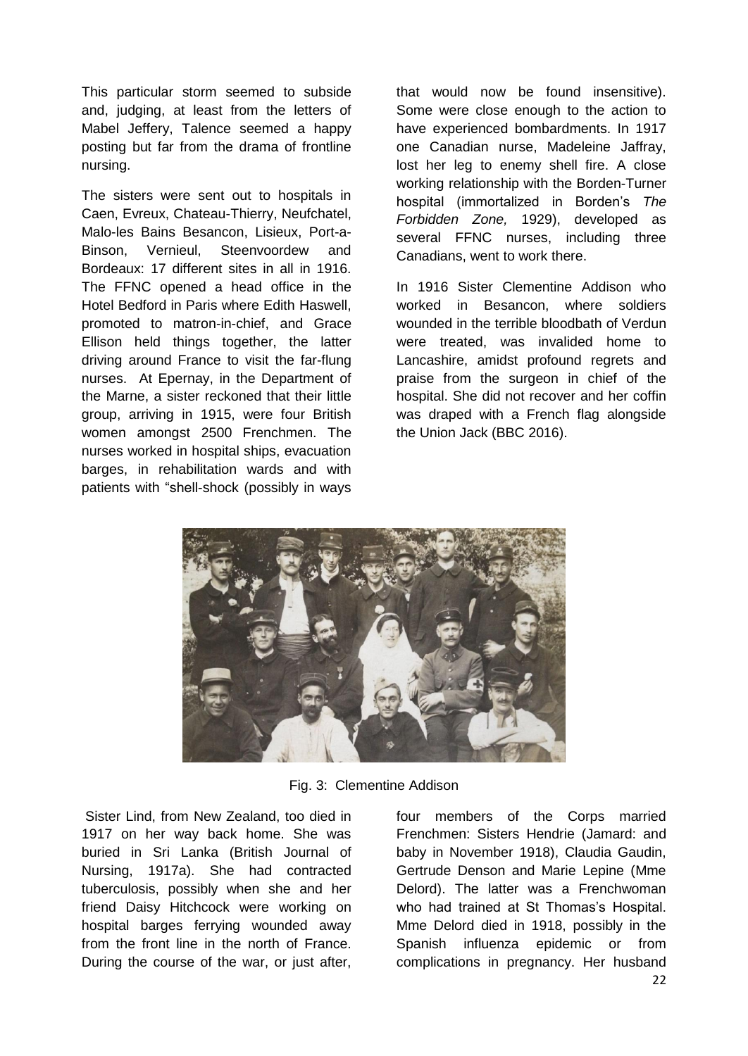This particular storm seemed to subside and, judging, at least from the letters of Mabel Jeffery, Talence seemed a happy posting but far from the drama of frontline nursing.

The sisters were sent out to hospitals in Caen, Evreux, Chateau-Thierry, Neufchatel, Malo-les Bains Besancon, Lisieux, Port-a-Binson, Vernieul, Steenvoordew and Bordeaux: 17 different sites in all in 1916. The FFNC opened a head office in the Hotel Bedford in Paris where Edith Haswell, promoted to matron-in-chief, and Grace Ellison held things together, the latter driving around France to visit the far-flung nurses. At Epernay, in the Department of the Marne, a sister reckoned that their little group, arriving in 1915, were four British women amongst 2500 Frenchmen. The nurses worked in hospital ships, evacuation barges, in rehabilitation wards and with patients with "shell-shock (possibly in ways that would now be found insensitive). Some were close enough to the action to have experienced bombardments. In 1917 one Canadian nurse, Madeleine Jaffray, lost her leg to enemy shell fire. A close working relationship with the Borden-Turner hospital (immortalized in Borden's *The Forbidden Zone,* 1929), developed as several FFNC nurses, including three Canadians, went to work there.

In 1916 Sister Clementine Addison who worked in Besancon, where soldiers wounded in the terrible bloodbath of Verdun were treated, was invalided home to Lancashire, amidst profound regrets and praise from the surgeon in chief of the hospital. She did not recover and her coffin was draped with a French flag alongside the Union Jack (BBC 2016).

Fig. 3: Clementine Addison

Sister Lind, from New Zealand, too died in 1917 on her way back home. She was buried in Sri Lanka (British Journal of Nursing, 1917a). She had contracted tuberculosis, possibly when she and her friend Daisy Hitchcock were working on hospital barges ferrying wounded away from the front line in the north of France. During the course of the war, or just after, four members of the Corps married Frenchmen: Sisters Hendrie (Jamard: and baby in November 1918), Claudia Gaudin, Gertrude Denson and Marie Lepine (Mme Delord). The latter was a Frenchwoman who had trained at St Thomas's Hospital. Mme Delord died in 1918, possibly in the Spanish influenza epidemic or from complications in pregnancy. Her husband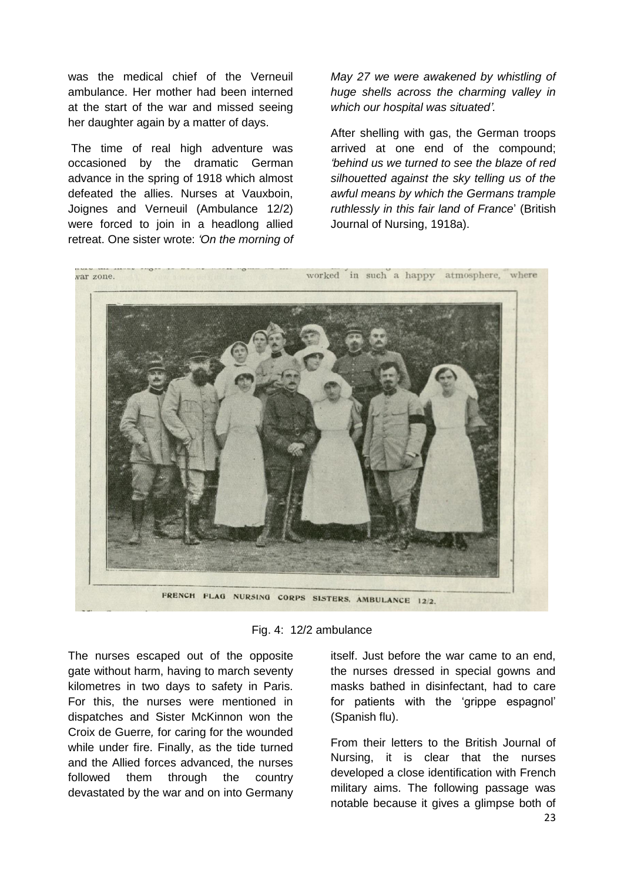was the medical chief of the Verneuil ambulance. Her mother had been interned at the start of the war and missed seeing her daughter again by a matter of days.

The time of real high adventure was occasioned by the dramatic German advance in the spring of 1918 which almost defeated the allies. Nurses at Vauxboin, Joignes and Verneuil (Ambulance 12/2) were forced to join in a headlong allied retreat. One sister wrote: *'On the morning of May 27 we were awakened by whistling of huge shells across the charming valley in which our hospital was situated'.*

After shelling with gas, the German troops arrived at one end of the compound; *'behind us we turned to see the blaze of red silhouetted against the sky telling us of the awful means by which the Germans trample ruthlessly in this fair land of France*' (British Journal of Nursing, 1918a).

FRENCH FLAG NURSING CORPS SISTERS, AMBULANCE 12/2.

Fig. 4: 12/2 ambulance

The nurses escaped out of the opposite gate without harm, having to march seventy kilometres in two days to safety in Paris. For this, the nurses were mentioned in dispatches and Sister McKinnon won the Croix de Guerre*,* for caring for the wounded while under fire. Finally, as the tide turned and the Allied forces advanced, the nurses followed them through the country devastated by the war and on into Germany itself. Just before the war came to an end, the nurses dressed in special gowns and masks bathed in disinfectant, had to care for patients with the 'grippe espagnol' (Spanish flu).

From their letters to the British Journal of Nursing, it is clear that the nurses developed a close identification with French military aims. The following passage was notable because it gives a glimpse both of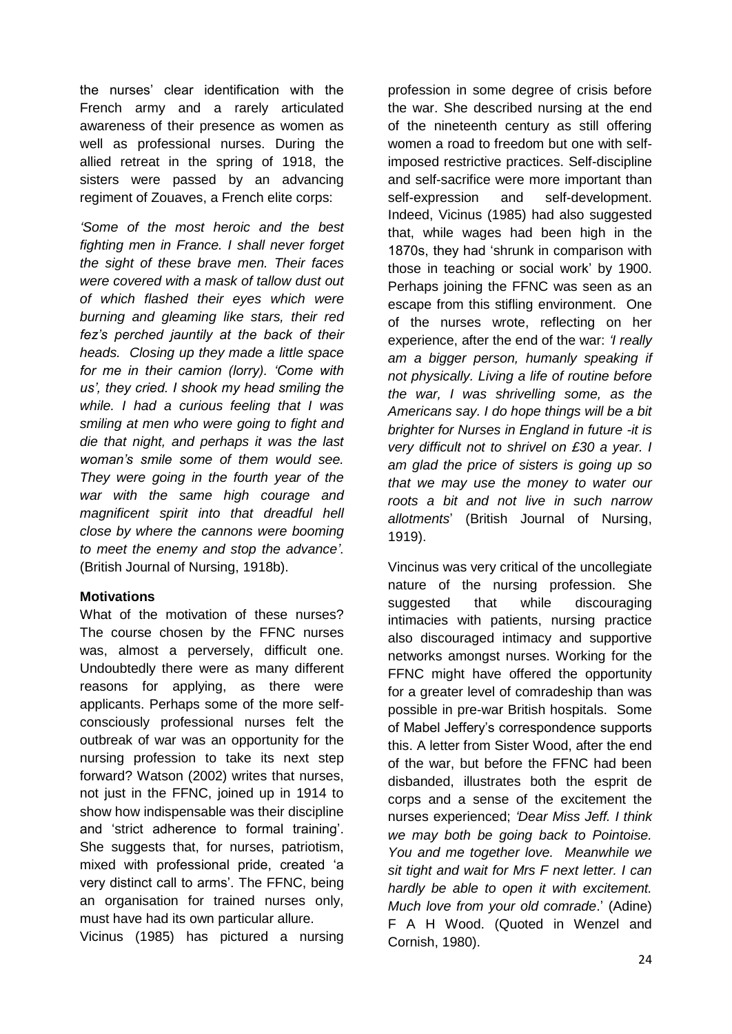the nurses' clear identification with the French army and a rarely articulated awareness of their presence as women as well as professional nurses. During the allied retreat in the spring of 1918, the sisters were passed by an advancing regiment of Zouaves, a French elite corps:

*'Some of the most heroic and the best fighting men in France. I shall never forget the sight of these brave men. Their faces were covered with a mask of tallow dust out of which flashed their eyes which were burning and gleaming like stars, their red fez's perched jauntily at the back of their heads. Closing up they made a little space for me in their camion (lorry). 'Come with us', they cried. I shook my head smiling the while. I had a curious feeling that I was smiling at men who were going to fight and die that night, and perhaps it was the last woman's smile some of them would see. They were going in the fourth year of the war with the same high courage and magnificent spirit into that dreadful hell close by where the cannons were booming to meet the enemy and stop the advance'*. (British Journal of Nursing, 1918b).

**Motivations**

What of the motivation of these nurses? The course chosen by the FFNC nurses was, almost a perversely, difficult one. Undoubtedly there were as many different reasons for applying, as there were applicants. Perhaps some of the more self-consciously professional nurses felt the outbreak of war was an opportunity for the nursing profession to take its next step forward? Watson (2002) writes that nurses, not just in the FFNC, joined up in 1914 to show how indispensable was their discipline and 'strict adherence to formal training'. She suggests that, for nurses, patriotism, mixed with professional pride, created 'a very distinct call to arms'. The FFNC, being an organisation for trained nurses only, must have had its own particular allure.

Vicinus (1985) has pictured a nursing profession in some degree of crisis before the war. She described nursing at the end of the nineteenth century as still offering women a road to freedom but one with self-imposed restrictive practices. Self-discipline and self-sacrifice were more important than self-expression and self-development. Indeed, Vicinus (1985) had also suggested that, while wages had been high in the 1870s, they had 'shrunk in comparison with those in teaching or social work' by 1900. Perhaps joining the FFNC was seen as an escape from this stifling environment. One of the nurses wrote, reflecting on her experience, after the end of the war: *'I really am a bigger person, humanly speaking if not physically. Living a life of routine before the war, I was shrivelling some, as the Americans say. I do hope things will be a bit brighter for Nurses in England in future -it is very difficult not to shrivel on £30 a year. I am glad the price of sisters is going up so that we may use the money to water our roots a bit and not live in such narrow allotments*' (British Journal of Nursing, 1919).

Vincinus was very critical of the uncollegiate nature of the nursing profession. She suggested that while discouraging intimacies with patients, nursing practice also discouraged intimacy and supportive networks amongst nurses. Working for the FFNC might have offered the opportunity for a greater level of comradeship than was possible in pre-war British hospitals. Some of Mabel Jeffery's correspondence supports this. A letter from Sister Wood, after the end of the war, but before the FFNC had been disbanded, illustrates both the esprit de corps and a sense of the excitement the nurses experienced; *'Dear Miss Jeff. I think we may both be going back to Pointoise. You and me together love. Meanwhile we sit tight and wait for Mrs F next letter. I can hardly be able to open it with excitement. Much love from your old comrade*.' (Adine) F A H Wood. (Quoted in Wenzel and Cornish, 1980).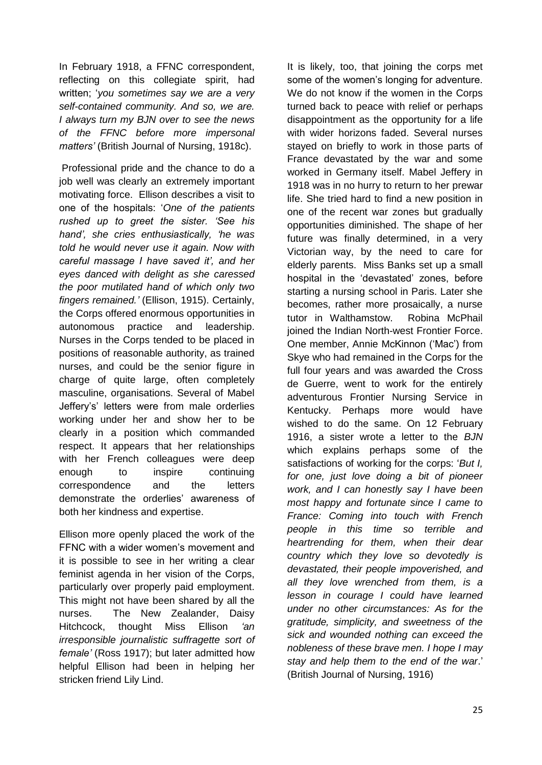In February 1918, a FFNC correspondent, reflecting on this collegiate spirit, had written; '*you sometimes say we are a very self-contained community. And so, we are. I always turn my BJN over to see the news of the FFNC before more impersonal matters'* (British Journal of Nursing, 1918c).

Professional pride and the chance to do a job well was clearly an extremely important motivating force. Ellison describes a visit to one of the hospitals: '*One of the patients rushed up to greet the sister. 'See his hand', she cries enthusiastically, 'he was told he would never use it again. Now with careful massage I have saved it', and her eyes danced with delight as she caressed the poor mutilated hand of which only two fingers remained.'* (Ellison, 1915). Certainly, the Corps offered enormous opportunities in autonomous practice and leadership. Nurses in the Corps tended to be placed in positions of reasonable authority, as trained nurses, and could be the senior figure in charge of quite large, often completely masculine, organisations. Several of Mabel Jeffery's' letters were from male orderlies working under her and show her to be clearly in a position which commanded respect. It appears that her relationships with her French colleagues were deep enough to inspire continuing correspondence and the letters demonstrate the orderlies' awareness of both her kindness and expertise.

Ellison more openly placed the work of the FFNC with a wider women's movement and it is possible to see in her writing a clear feminist agenda in her vision of the Corps, particularly over properly paid employment. This might not have been shared by all the nurses. The New Zealander, Daisy Hitchcock, thought Miss Ellison *'an irresponsible journalistic suffragette sort of female'* (Ross 1917); but later admitted how helpful Ellison had been in helping her stricken friend Lily Lind.

It is likely, too, that joining the corps met some of the women's longing for adventure. We do not know if the women in the Corps turned back to peace with relief or perhaps disappointment as the opportunity for a life with wider horizons faded. Several nurses stayed on briefly to work in those parts of France devastated by the war and some worked in Germany itself. Mabel Jeffery in 1918 was in no hurry to return to her prewar life. She tried hard to find a new position in one of the recent war zones but gradually opportunities diminished. The shape of her future was finally determined, in a very Victorian way, by the need to care for elderly parents. Miss Banks set up a small hospital in the 'devastated' zones, before starting a nursing school in Paris. Later she becomes, rather more prosaically, a nurse tutor in Walthamstow. Robina McPhail joined the Indian North-west Frontier Force. One member, Annie McKinnon ('Mac') from Skye who had remained in the Corps for the full four years and was awarded the Cross de Guerre, went to work for the entirely adventurous Frontier Nursing Service in Kentucky. Perhaps more would have wished to do the same. On 12 February 1916, a sister wrote a letter to the *BJN* which explains perhaps some of the satisfactions of working for the corps: '*But I, for one, just love doing a bit of pioneer work, and I can honestly say I have been most happy and fortunate since I came to France: Coming into touch with French people in this time so terrible and heartrending for them, when their dear country which they love so devotedly is devastated, their people impoverished, and all they love wrenched from them, is a lesson in courage I could have learned under no other circumstances: As for the gratitude, simplicity, and sweetness of the sick and wounded nothing can exceed the nobleness of these brave men. I hope I may stay and help them to the end of the war*.' (British Journal of Nursing, 1916)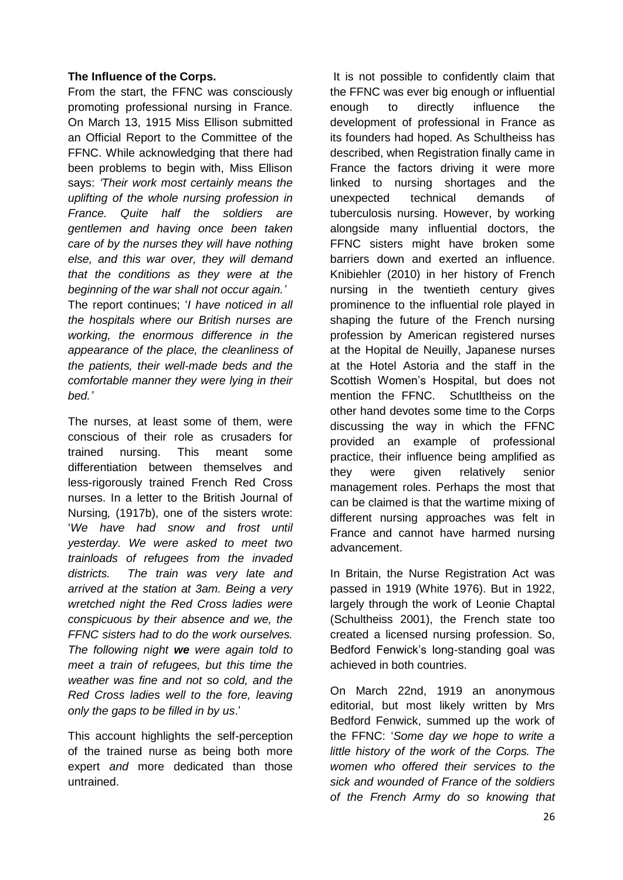**The Influence of the Corps.**

From the start, the FFNC was consciously promoting professional nursing in France. On March 13, 1915 Miss Ellison submitted an Official Report to the Committee of the FFNC. While acknowledging that there had been problems to begin with, Miss Ellison says: *'Their work most certainly means the uplifting of the whole nursing profession in France. Quite half the soldiers are gentlemen and having once been taken care of by the nurses they will have nothing else, and this war over, they will demand that the conditions as they were at the beginning of the war shall not occur again.'* The report continues; '*I have noticed in all the hospitals where our British nurses are working, the enormous difference in the appearance of the place, the cleanliness of the patients, their well-made beds and the comfortable manner they were lying in their bed.'*

The nurses, at least some of them, were conscious of their role as crusaders for trained nursing. This meant some differentiation between themselves and less-rigorously trained French Red Cross nurses. In a letter to the British Journal of Nursing, (1917b), one of the sisters wrote: '*We have had snow and frost until yesterday. We were asked to meet two trainloads of refugees from the invaded districts. The train was very late and arrived at the station at 3am. Being a very wretched night the Red Cross ladies were conspicuous by their absence and we, the FFNC sisters had to do the work ourselves. The following night* ***we*** *were again told to meet a train of refugees, but this time the weather was fine and not so cold, and the Red Cross ladies well to the fore, leaving only the gaps to be filled in by us*.'

This account highlights the self-perception of the trained nurse as being both more expert *and* more dedicated than those untrained.

It is not possible to confidently claim that the FFNC was ever big enough or influential enough to directly influence the development of professional in France as its founders had hoped. As Schultheiss has described, when Registration finally came in France the factors driving it were more linked to nursing shortages and the unexpected technical demands of tuberculosis nursing. However, by working alongside many influential doctors, the FFNC sisters might have broken some barriers down and exerted an influence. Knibiehler (2010) in her history of French nursing in the twentieth century gives prominence to the influential role played in shaping the future of the French nursing profession by American registered nurses at the Hopital de Neuilly, Japanese nurses at the Hotel Astoria and the staff in the Scottish Women's Hospital, but does not mention the FFNC. Schutltheiss on the other hand devotes some time to the Corps discussing the way in which the FFNC provided an example of professional practice, their influence being amplified as they were given relatively senior management roles. Perhaps the most that can be claimed is that the wartime mixing of different nursing approaches was felt in France and cannot have harmed nursing advancement.

In Britain, the Nurse Registration Act was passed in 1919 (White 1976). But in 1922, largely through the work of Leonie Chaptal (Schultheiss 2001), the French state too created a licensed nursing profession. So, Bedford Fenwick's long-standing goal was achieved in both countries.

On March 22nd, 1919 an anonymous editorial, but most likely written by Mrs Bedford Fenwick, summed up the work of the FFNC: '*Some day we hope to write a little history of the work of the Corps. The women who offered their services to the sick and wounded of France of the soldiers of the French Army do so knowing that*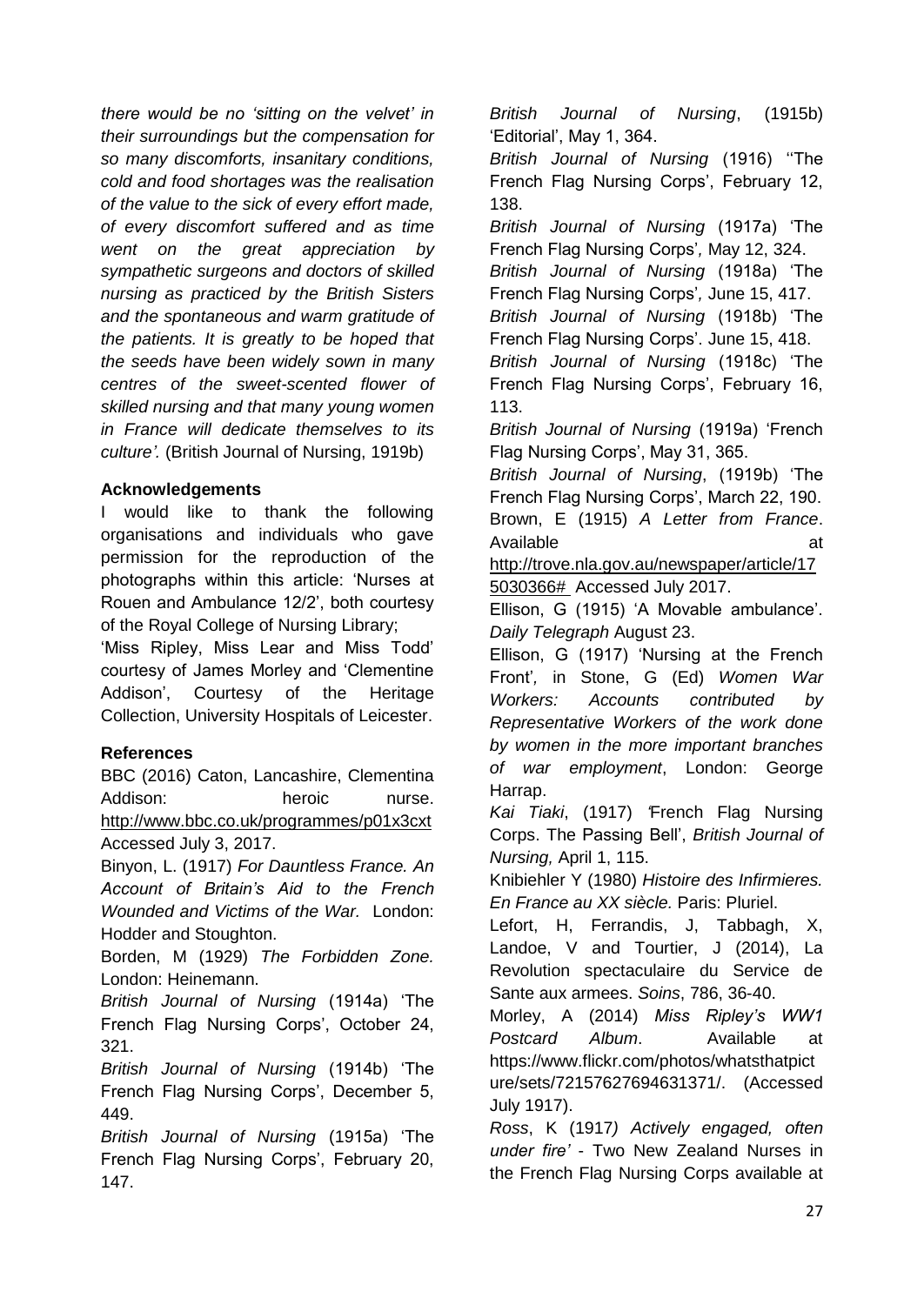*there would be no 'sitting on the velvet' in their surroundings but the compensation for so many discomforts, insanitary conditions, cold and food shortages was the realisation of the value to the sick of every effort made, of every discomfort suffered and as time went on the great appreciation by sympathetic surgeons and doctors of skilled nursing as practiced by the British Sisters and the spontaneous and warm gratitude of the patients. It is greatly to be hoped that the seeds have been widely sown in many centres of the sweet-scented flower of skilled nursing and that many young women in France will dedicate themselves to its culture'.* (British Journal of Nursing, 1919b)

## Acknowledgements

I would like to thank the following organisations and individuals who gave permission for the reproduction of the photographs within this article: 'Nurses at Rouen and Ambulance 12/2', both courtesy of the Royal College of Nursing Library; 'Miss Ripley, Miss Lear and Miss Todd' courtesy of James Morley and 'Clementine Addison', Courtesy of the Heritage Collection, University Hospitals of Leicester.

## References

BBC (2016) Caton, Lancashire, Clementina Addison: heroic nurse. http://www.bbc.co.uk/programmes/p01x3cxt Accessed July 3, 2017.

Binyon, L. (1917) *For Dauntless France. An Account of Britain's Aid to the French Wounded and Victims of the War.* London: Hodder and Stoughton.

Borden, M (1929) *The Forbidden Zone.* London: Heinemann.

*British Journal of Nursing* (1914a) 'The French Flag Nursing Corps', October 24, 321.

*British Journal of Nursing* (1914b) 'The French Flag Nursing Corps', December 5, 449.

*British Journal of Nursing* (1915a) 'The French Flag Nursing Corps', February 20, 147.

*British Journal of Nursing*, (1915b) 'Editorial', May 1, 364.

*British Journal of Nursing* (1916) ''The French Flag Nursing Corps', February 12, 138.

*British Journal of Nursing* (1917a) 'The French Flag Nursing Corps', May 12, 324.

*British Journal of Nursing* (1918a) 'The French Flag Nursing Corps', June 15, 417.

*British Journal of Nursing* (1918b) 'The French Flag Nursing Corps'. June 15, 418.

*British Journal of Nursing* (1918c) 'The French Flag Nursing Corps', February 16, 113.

*British Journal of Nursing* (1919a) 'French Flag Nursing Corps', May 31, 365.

*British Journal of Nursing*, (1919b) 'The French Flag Nursing Corps', March 22, 190.

Brown, E (1915) *A Letter from France*. Available at http://trove.nla.gov.au/newspaper/article/175030366# Accessed July 2017.

Ellison, G (1915) 'A Movable ambulance'. *Daily Telegraph* August 23.

Ellison, G (1917) 'Nursing at the French Front', in Stone, G (Ed) *Women War Workers: Accounts contributed by Representative Workers of the work done by women in the more important branches of war employment*, London: George Harrap.

*Kai Tiaki*, (1917) 'French Flag Nursing Corps. The Passing Bell', *British Journal of Nursing,* April 1, 115.

Knibiehler Y (1980) *Histoire des Infirmieres. En France au XX siècle.* Paris: Pluriel.

Lefort, H, Ferrandis, J, Tabbagh, X, Landoe, V and Tourtier, J (2014), La Revolution spectaculaire du Service de Sante aux armees. *Soins*, 786, 36-40.

Morley, A (2014) *Miss Ripley's WW1 Postcard Album*. Available at https://www.flickr.com/photos/whatsthatpicture/sets/72157627694631371/. (Accessed July 1917).

*Ross*, K (1917*) Actively engaged, often under fire'* - Two New Zealand Nurses in the French Flag Nursing Corps available at